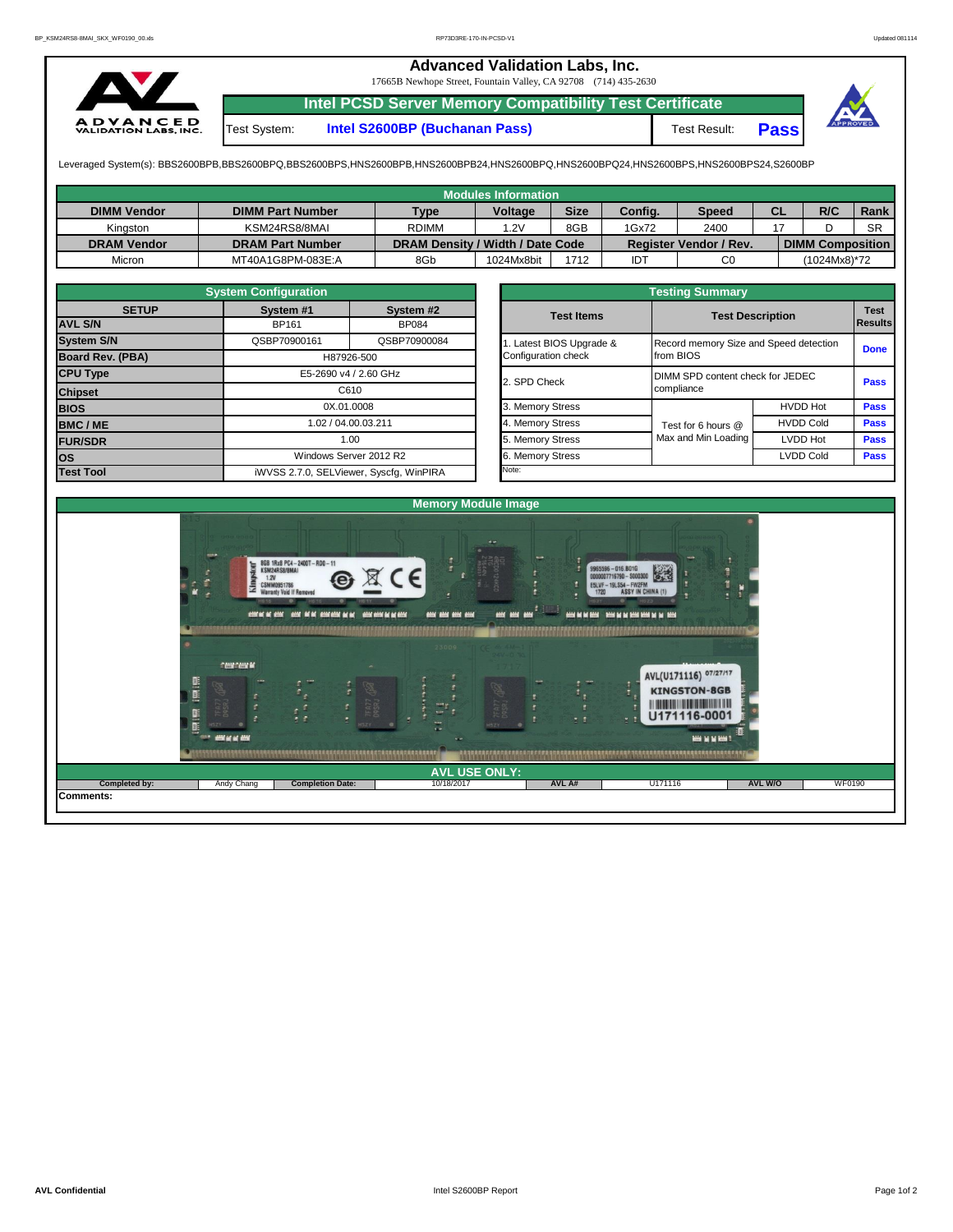# Advanced Validation Labs, Inc.

17665B Newhope Street, Fountain Valley, CA 92708 (714) 435-2630

## Intel PCSD Server Memory Compatibility Test Certificate

| Test System: | Intel S2600BP (Buchanan Pass) | Test Result: | Pass |
|---|---|---|---|

Leveraged System(s): BBS2600BPB,BBS2600BPQ,BBS2600BPS,HNS2600BPB,HNS2600BPB24,HNS2600BPQ,HNS2600BPQ24,HNS2600BPS,HNS2600BPS24,S2600BP

### Modules Information

| DIMM Vendor | DIMM Part Number | Type | Voltage | Size | Config. | Speed | CL | R/C | Rank |
|---|---|---|---|---|---|---|---|---|---|
| Kingston | KSM24RS8/8MAI | RDIMM | 1.2V | 8GB | 1Gx72 | 2400 | 17 | D | SR |
| **DRAM Vendor** | **DRAM Part Number** | **DRAM Density / Width / Date Code** | | | **Register Vendor / Rev.** | | **DIMM Composition** | | |
| Micron | MT40A1G8PM-083E:A | 8Gb | 1024Mx8bit | 1712 | IDT | C0 | (1024Mx8)*72 | | |

### System Configuration

| SETUP | System #1 | System #2 |
|---|---|---|
| AVL S/N | BP161 | BP084 |
| System S/N | QSBP70900161 | QSBP70900084 |
| Board Rev. (PBA) | H87926-500 | |
| CPU Type | E5-2690 v4 / 2.60 GHz | |
| Chipset | C610 | |
| BIOS | 0X.01.0008 | |
| BMC / ME | 1.02 / 04.00.03.211 | |
| FUR/SDR | 1.00 | |
| OS | Windows Server 2012 R2 | |
| Test Tool | iWVSS 2.7.0, SELViewer, Syscfg, WinPIRA | |

### Testing Summary

| Test Items | Test Description | | Test Results |
|---|---|---|---|
| 1. Latest BIOS Upgrade & Configuration check | Record memory Size and Speed detection from BIOS | | Done |
| 2. SPD Check | DIMM SPD content check for JEDEC compliance | | Pass |
| 3. Memory Stress | Test for 6 hours @ Max and Min Loading | HVDD Hot | Pass |
| 4. Memory Stress | | HVDD Cold | Pass |
| 5. Memory Stress | | LVDD Hot | Pass |
| 6. Memory Stress | | LVDD Cold | Pass |

Note:

### Memory Module Image

### AVL USE ONLY:

| Completed by: | Andy Chang | Completion Date: | 10/18/2017 | AVL A# | U171116 | AVL W/O | WF0190 |
|---|---|---|---|---|---|---|---|

**Comments:**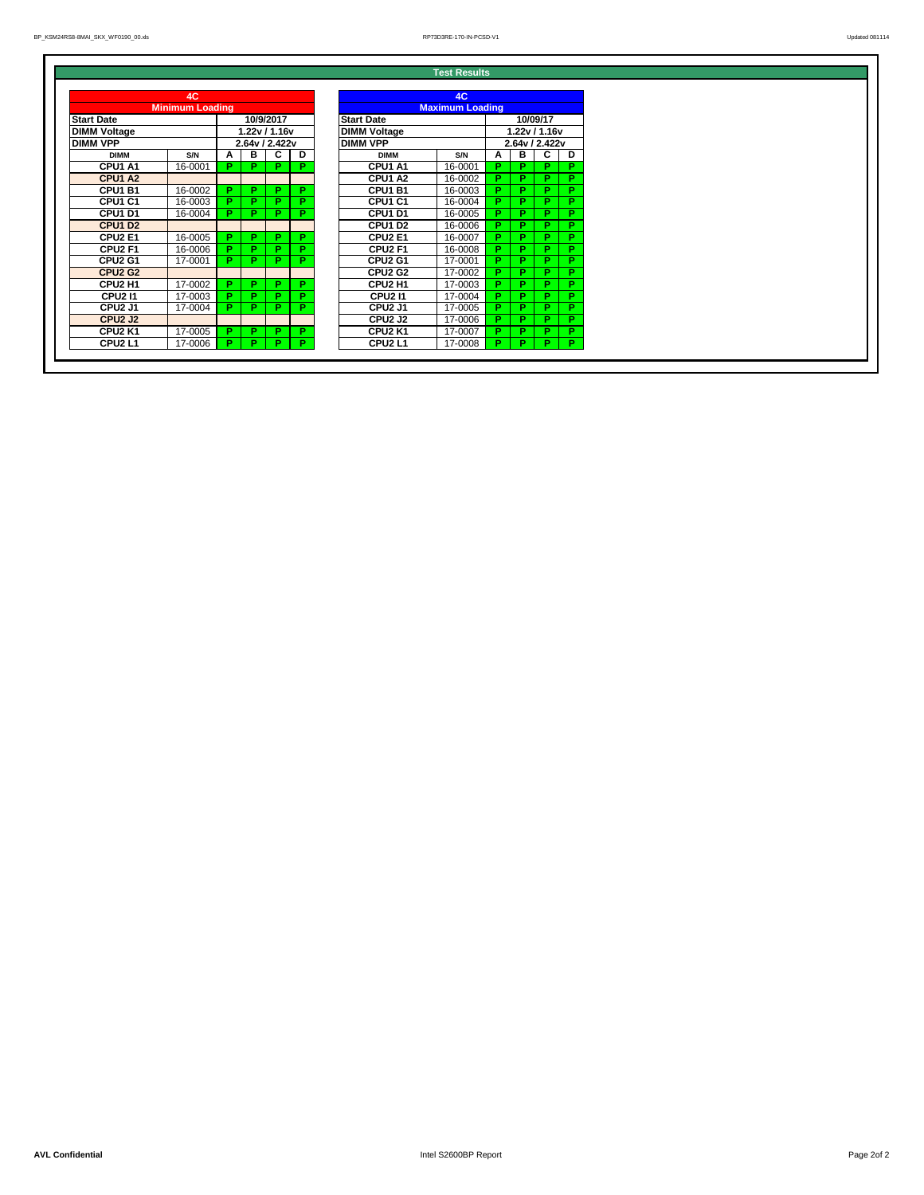## Test Results

| 4C | | | | | |
|---|---|---|---|---|---|
| **Minimum Loading** | | | | | |
| **Start Date** | | 10/9/2017 | | | |
| **DIMM Voltage** | | 1.22v / 1.16v | | | |
| **DIMM VPP** | | 2.64v / 2.422v | | | |
| **DIMM** | **S/N** | **A** | **B** | **C** | **D** |
| **CPU1 A1** | 16-0001 | P | P | P | P |
| **CPU1 A2** | | | | | |
| **CPU1 B1** | 16-0002 | P | P | P | P |
| **CPU1 C1** | 16-0003 | P | P | P | P |
| **CPU1 D1** | 16-0004 | P | P | P | P |
| **CPU1 D2** | | | | | |
| **CPU2 E1** | 16-0005 | P | P | P | P |
| **CPU2 F1** | 16-0006 | P | P | P | P |
| **CPU2 G1** | 17-0001 | P | P | P | P |
| **CPU2 G2** | | | | | |
| **CPU2 H1** | 17-0002 | P | P | P | P |
| **CPU2 I1** | 17-0003 | P | P | P | P |
| **CPU2 J1** | 17-0004 | P | P | P | P |
| **CPU2 J2** | | | | | |
| **CPU2 K1** | 17-0005 | P | P | P | P |
| **CPU2 L1** | 17-0006 | P | P | P | P |

| 4C | | | | | |
|---|---|---|---|---|---|
| **Maximum Loading** | | | | | |
| **Start Date** | | 10/09/17 | | | |
| **DIMM Voltage** | | 1.22v / 1.16v | | | |
| **DIMM VPP** | | 2.64v / 2.422v | | | |
| **DIMM** | **S/N** | **A** | **B** | **C** | **D** |
| **CPU1 A1** | 16-0001 | P | P | P | P |
| **CPU1 A2** | 16-0002 | P | P | P | P |
| **CPU1 B1** | 16-0003 | P | P | P | P |
| **CPU1 C1** | 16-0004 | P | P | P | P |
| **CPU1 D1** | 16-0005 | P | P | P | P |
| **CPU1 D2** | 16-0006 | P | P | P | P |
| **CPU2 E1** | 16-0007 | P | P | P | P |
| **CPU2 F1** | 16-0008 | P | P | P | P |
| **CPU2 G1** | 17-0001 | P | P | P | P |
| **CPU2 G2** | 17-0002 | P | P | P | P |
| **CPU2 H1** | 17-0003 | P | P | P | P |
| **CPU2 I1** | 17-0004 | P | P | P | P |
| **CPU2 J1** | 17-0005 | P | P | P | P |
| **CPU2 J2** | 17-0006 | P | P | P | P |
| **CPU2 K1** | 17-0007 | P | P | P | P |
| **CPU2 L1** | 17-0008 | P | P | P | P |